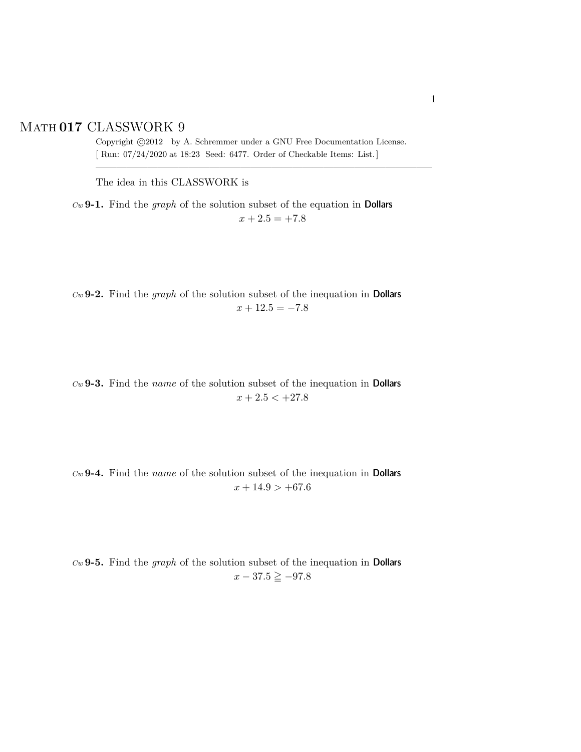# Math 017 CLASSWORK 9

Copyright ©2012 by A. Schremmer under a GNU Free Documentation License.
[ Run: 07/24/2020 at 18:23 Seed: 6477. Order of Checkable Items: List.]

---

The idea in this CLASSWORK is

*Cw* **9-1.** Find the *graph* of the solution subset of the equation in **Dollars**

$$x + 2.5 = +7.8$$

*Cw* **9-2.** Find the *graph* of the solution subset of the inequation in **Dollars**

$$x + 12.5 = -7.8$$

*Cw* **9-3.** Find the *name* of the solution subset of the inequation in **Dollars**

$$x + 2.5 < +27.8$$

*Cw* **9-4.** Find the *name* of the solution subset of the inequation in **Dollars**

$$x + 14.9 > +67.6$$

*Cw* **9-5.** Find the *graph* of the solution subset of the inequation in **Dollars**

$$x - 37.5 \geqq -97.8$$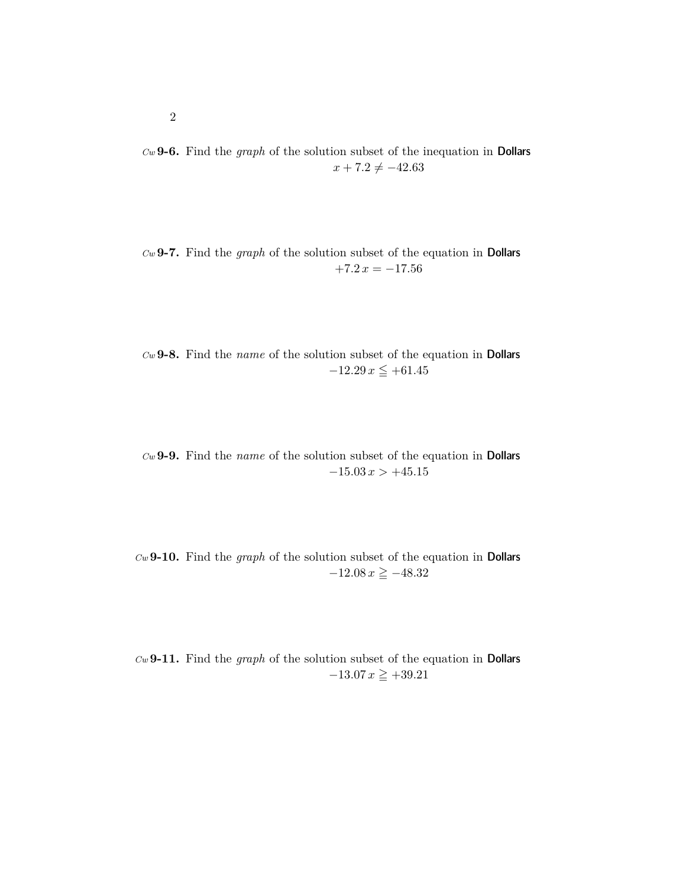*Cw* **9-6.** Find the *graph* of the solution subset of the inequation in **Dollars**

$$x + 7.2 \neq -42.63$$

*Cw* **9-7.** Find the *graph* of the solution subset of the equation in **Dollars**

$$+7.2\,x = -17.56$$

*Cw* **9-8.** Find the *name* of the solution subset of the equation in **Dollars**

$$-12.29\,x \leqq +61.45$$

*Cw* **9-9.** Find the *name* of the solution subset of the equation in **Dollars**

$$-15.03\,x > +45.15$$

*Cw* **9-10.** Find the *graph* of the solution subset of the equation in **Dollars**

$$-12.08\,x \geqq -48.32$$

*Cw* **9-11.** Find the *graph* of the solution subset of the equation in **Dollars**

$$-13.07\,x \geqq +39.21$$